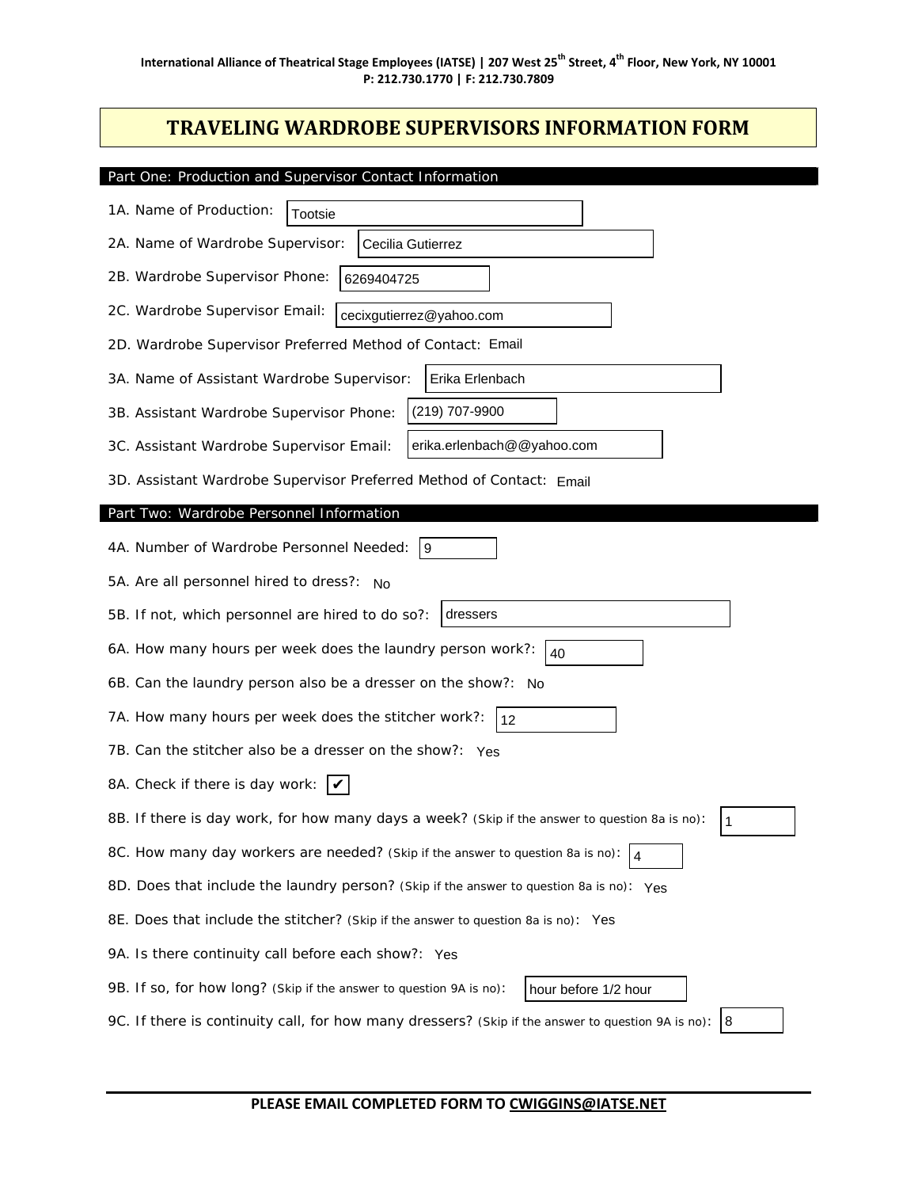International Alliance of Theatrical Stage Employees (IATSE) | 207 West 25th Street, 4th Floor, New York, NY 10001
P: 212.730.1770 | F: 212.730.7809

# TRAVELING WARDROBE SUPERVISORS INFORMATION FORM

## Part One: Production and Supervisor Contact Information

1A. Name of Production: Tootsie

2A. Name of Wardrobe Supervisor: Cecilia Gutierrez

2B. Wardrobe Supervisor Phone: 6269404725

2C. Wardrobe Supervisor Email: cecixgutierrez@yahoo.com

2D. Wardrobe Supervisor Preferred Method of Contact: Email

3A. Name of Assistant Wardrobe Supervisor: Erika Erlenbach

3B. Assistant Wardrobe Supervisor Phone: (219) 707-9900

3C. Assistant Wardrobe Supervisor Email: erika.erlenbach@@yahoo.com

3D. Assistant Wardrobe Supervisor Preferred Method of Contact: Email

## Part Two: Wardrobe Personnel Information

4A. Number of Wardrobe Personnel Needed: 9

5A. Are all personnel hired to dress?: No

5B. If not, which personnel are hired to do so?: dressers

6A. How many hours per week does the laundry person work?: 40

6B. Can the laundry person also be a dresser on the show?: No

7A. How many hours per week does the stitcher work?: 12

7B. Can the stitcher also be a dresser on the show?: Yes

8A. Check if there is day work: ✔

8B. If there is day work, for how many days a week? (Skip if the answer to question 8a is no): 1

8C. How many day workers are needed? (Skip if the answer to question 8a is no): 4

8D. Does that include the laundry person? (Skip if the answer to question 8a is no): Yes

8E. Does that include the stitcher? (Skip if the answer to question 8a is no): Yes

9A. Is there continuity call before each show?: Yes

9B. If so, for how long? (Skip if the answer to question 9A is no): hour before 1/2 hour

9C. If there is continuity call, for how many dressers? (Skip if the answer to question 9A is no): 8

**PLEASE EMAIL COMPLETED FORM TO CWIGGINS@IATSE.NET**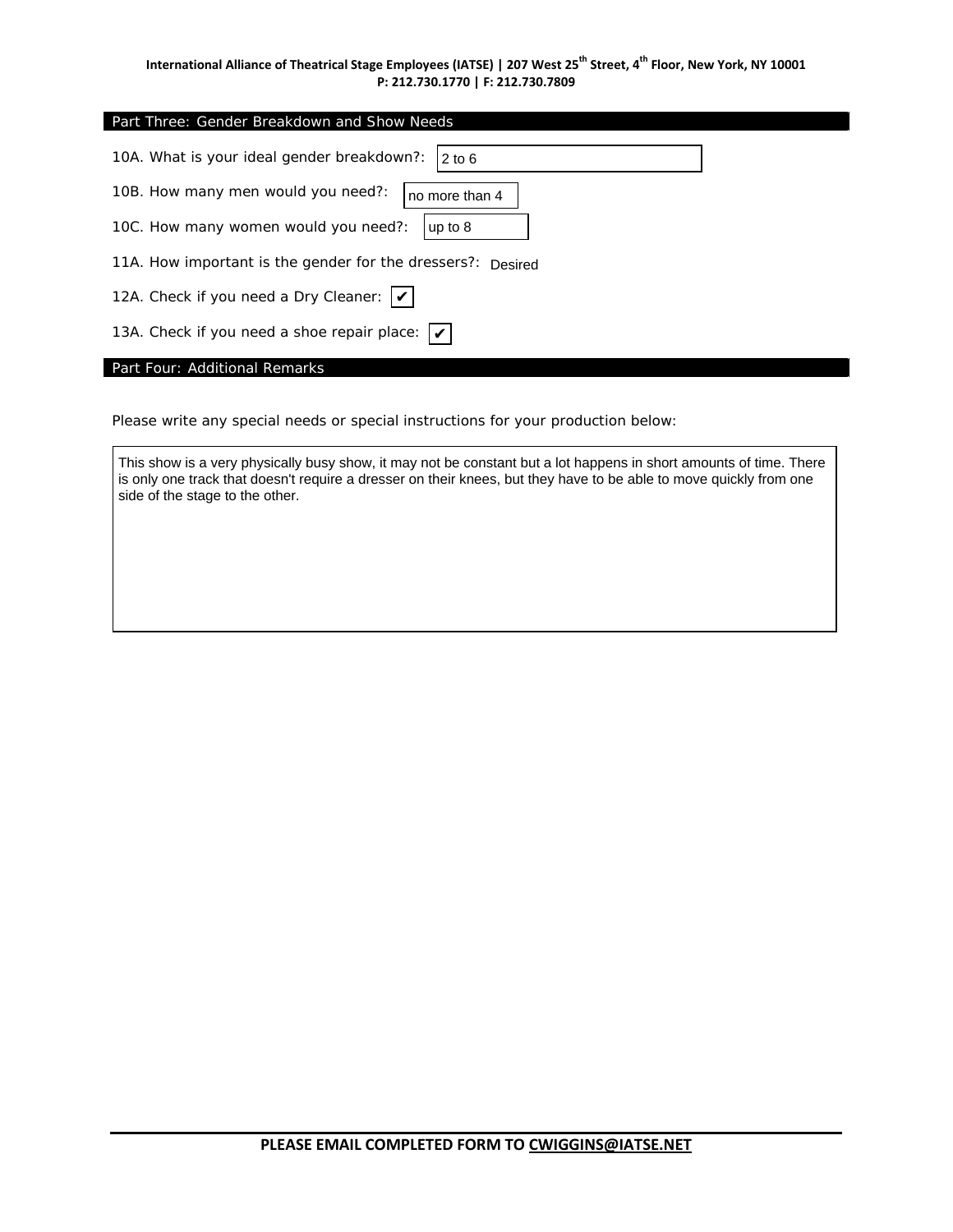## Part Three: Gender Breakdown and Show Needs

10A. What is your ideal gender breakdown?: 2 to 6

10B. How many men would you need?: no more than 4

10C. How many women would you need?: up to 8

11A. How important is the gender for the dressers?: Desired

12A. Check if you need a Dry Cleaner: ✔

13A. Check if you need a shoe repair place: ✔

## Part Four: Additional Remarks

Please write any special needs or special instructions for your production below:

This show is a very physically busy show, it may not be constant but a lot happens in short amounts of time. There is only one track that doesn't require a dresser on their knees, but they have to be able to move quickly from one side of the stage to the other.

**PLEASE EMAIL COMPLETED FORM TO CWIGGINS@IATSE.NET**